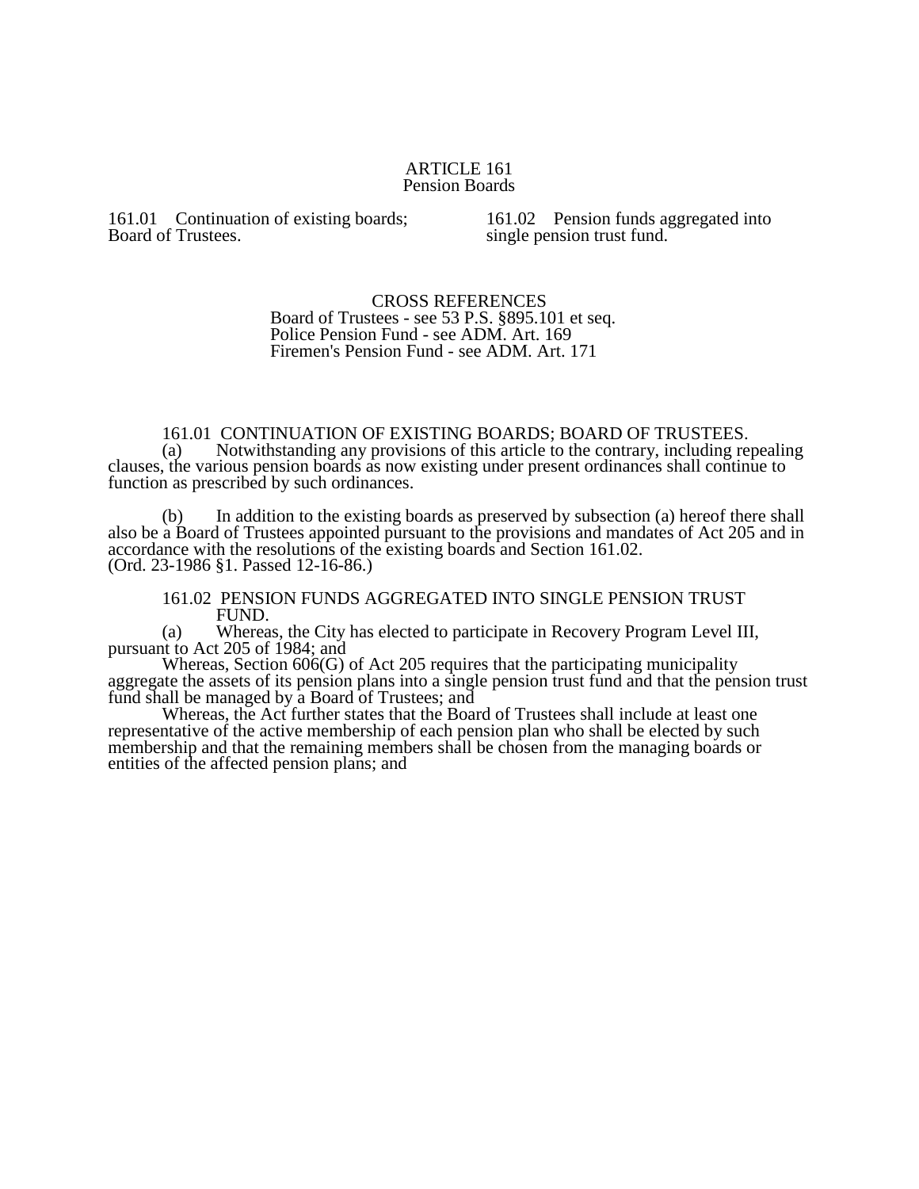# ARTICLE 161
## Pension Boards

161.01 Continuation of existing boards; Board of Trustees.

161.02 Pension funds aggregated into single pension trust fund.

CROSS REFERENCES
Board of Trustees - see 53 P.S. §895.101 et seq.
Police Pension Fund - see ADM. Art. 169
Firemen's Pension Fund - see ADM. Art. 171

### 161.01 CONTINUATION OF EXISTING BOARDS; BOARD OF TRUSTEES.

(a) Notwithstanding any provisions of this article to the contrary, including repealing clauses, the various pension boards as now existing under present ordinances shall continue to function as prescribed by such ordinances.

(b) In addition to the existing boards as preserved by subsection (a) hereof there shall also be a Board of Trustees appointed pursuant to the provisions and mandates of Act 205 and in accordance with the resolutions of the existing boards and Section 161.02.
(Ord. 23-1986 §1. Passed 12-16-86.)

### 161.02 PENSION FUNDS AGGREGATED INTO SINGLE PENSION TRUST FUND.

(a) Whereas, the City has elected to participate in Recovery Program Level III, pursuant to Act 205 of 1984; and

Whereas, Section 606(G) of Act 205 requires that the participating municipality aggregate the assets of its pension plans into a single pension trust fund and that the pension trust fund shall be managed by a Board of Trustees; and

Whereas, the Act further states that the Board of Trustees shall include at least one representative of the active membership of each pension plan who shall be elected by such membership and that the remaining members shall be chosen from the managing boards or entities of the affected pension plans; and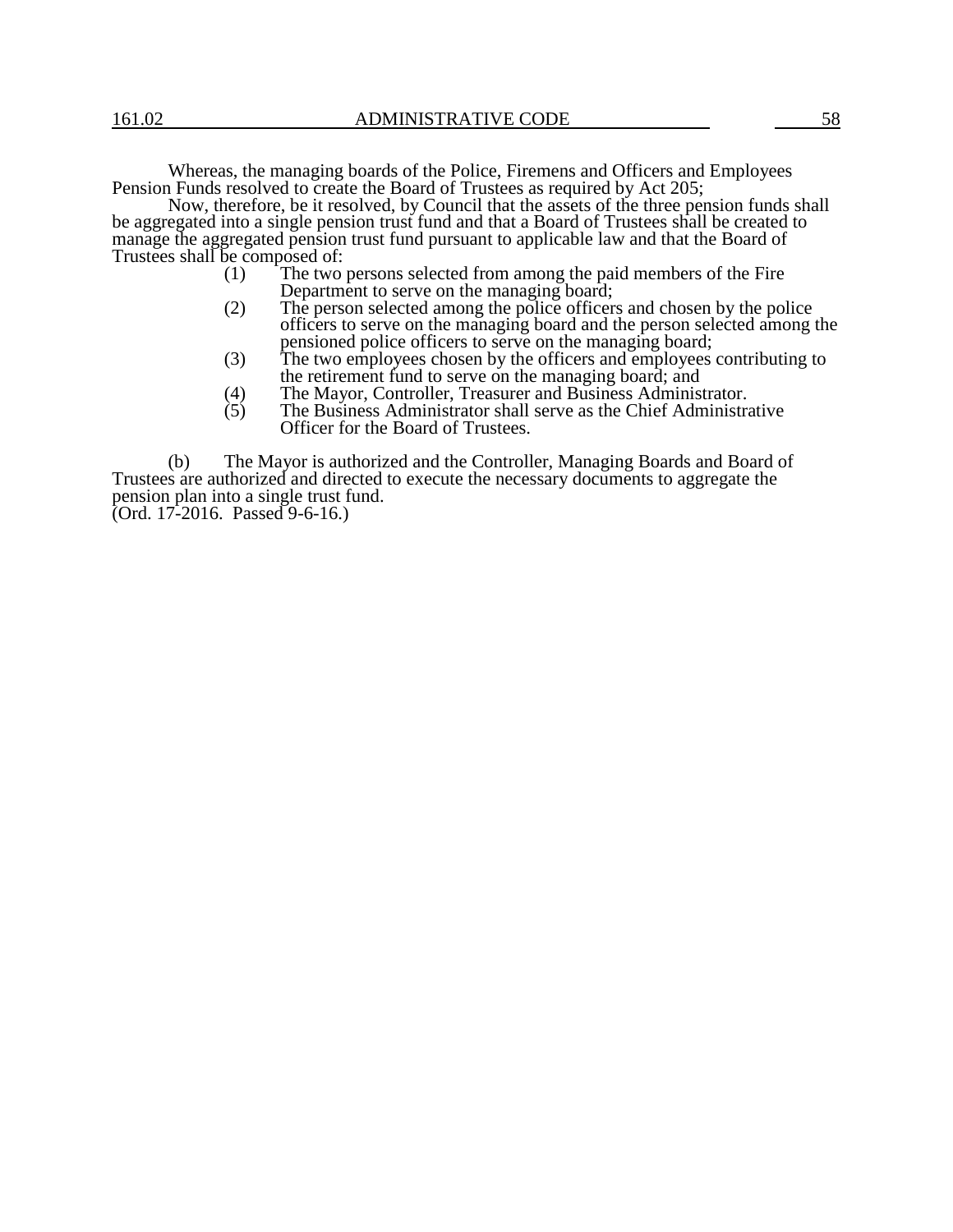Whereas, the managing boards of the Police, Firemens and Officers and Employees Pension Funds resolved to create the Board of Trustees as required by Act 205;

Now, therefore, be it resolved, by Council that the assets of the three pension funds shall be aggregated into a single pension trust fund and that a Board of Trustees shall be created to manage the aggregated pension trust fund pursuant to applicable law and that the Board of Trustees shall be composed of:

(1) The two persons selected from among the paid members of the Fire Department to serve on the managing board;

(2) The person selected among the police officers and chosen by the police officers to serve on the managing board and the person selected among the pensioned police officers to serve on the managing board;

(3) The two employees chosen by the officers and employees contributing to the retirement fund to serve on the managing board; and

(4) The Mayor, Controller, Treasurer and Business Administrator.

(5) The Business Administrator shall serve as the Chief Administrative Officer for the Board of Trustees.

(b) The Mayor is authorized and the Controller, Managing Boards and Board of Trustees are authorized and directed to execute the necessary documents to aggregate the pension plan into a single trust fund.

(Ord. 17-2016. Passed 9-6-16.)